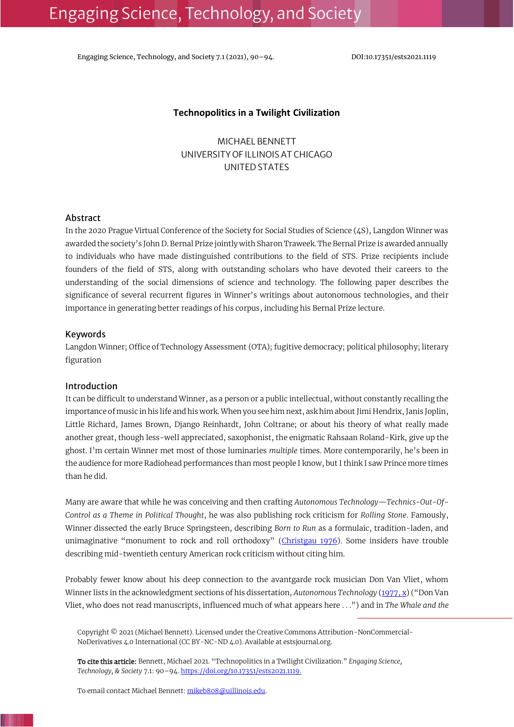# Technopolitics in a Twilight Civilization

MICHAEL BENNETT
UNIVERSITY OF ILLINOIS AT CHICAGO
UNITED STATES

## Abstract

In the 2020 Prague Virtual Conference of the Society for Social Studies of Science (4S), Langdon Winner was awarded the society's John D. Bernal Prize jointly with Sharon Traweek. The Bernal Prize is awarded annually to individuals who have made distinguished contributions to the field of STS. Prize recipients include founders of the field of STS, along with outstanding scholars who have devoted their careers to the understanding of the social dimensions of science and technology. The following paper describes the significance of several recurrent figures in Winner's writings about autonomous technologies, and their importance in generating better readings of his corpus, including his Bernal Prize lecture.

## Keywords

Langdon Winner; Office of Technology Assessment (OTA); fugitive democracy; political philosophy; literary figuration

## Introduction

It can be difficult to understand Winner, as a person or a public intellectual, without constantly recalling the importance of music in his life and his work. When you see him next, ask him about Jimi Hendrix, Janis Joplin, Little Richard, James Brown, Django Reinhardt, John Coltrane; or about his theory of what really made another great, though less-well appreciated, saxophonist, the enigmatic Rahsaan Roland-Kirk, give up the ghost. I'm certain Winner met most of those luminaries *multiple* times. More contemporarily, he's been in the audience for more Radiohead performances than most people I know, but I think I saw Prince more times than he did.

Many are aware that while he was conceiving and then crafting *Autonomous Technology—Technics-Out-Of-Control as a Theme in Political Thought*, he was also publishing rock criticism for *Rolling Stone*. Famously, Winner dissected the early Bruce Springsteen, describing *Born to Run* as a formulaic, tradition-laden, and unimaginative "monument to rock and roll orthodoxy" (Christgau 1976). Some insiders have trouble describing mid-twentieth century American rock criticism without citing him.

Probably fewer know about his deep connection to the avantgarde rock musician Don Van Vliet, whom Winner lists in the acknowledgment sections of his dissertation, *Autonomous Technology* (1977, x) ("Don Van Vliet, who does not read manuscripts, influenced much of what appears here . . .") and in *The Whale and the*

---

Copyright © 2021 (Michael Bennett). Licensed under the Creative Commons Attribution-NonCommercial-NoDerivatives 4.0 International (CC BY-NC-ND 4.0). Available at estsjournal.org.

**To cite this article:** Bennett, Michael 2021. "Technopolitics in a Twilight Civilization." *Engaging Science, Technology, & Society* 7.1: 90–94. https://doi.org/10.17351/ests2021.1119.

To email contact Michael Bennett: mikeb808@uillinois.edu.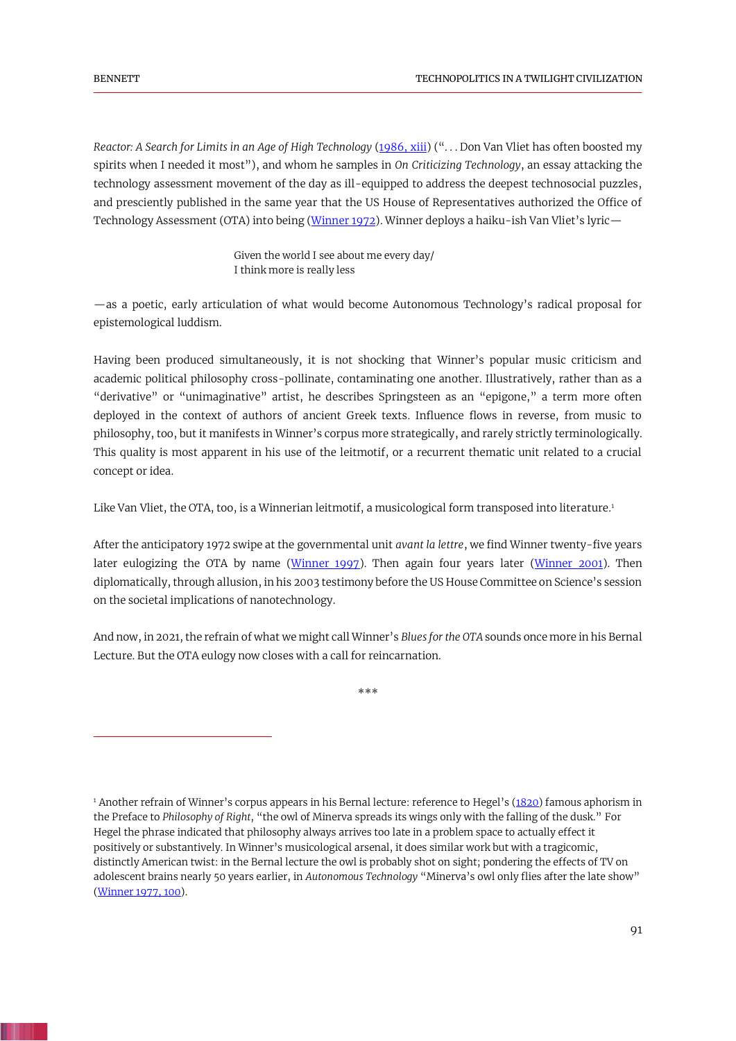*Reactor: A Search for Limits in an Age of High Technology* (1986, xiii) (". . . Don Van Vliet has often boosted my spirits when I needed it most"), and whom he samples in *On Criticizing Technology*, an essay attacking the technology assessment movement of the day as ill-equipped to address the deepest technosocial puzzles, and presciently published in the same year that the US House of Representatives authorized the Office of Technology Assessment (OTA) into being (Winner 1972). Winner deploys a haiku-ish Van Vliet's lyric—

> Given the world I see about me every day/
> I think more is really less

—as a poetic, early articulation of what would become Autonomous Technology's radical proposal for epistemological luddism.

Having been produced simultaneously, it is not shocking that Winner's popular music criticism and academic political philosophy cross-pollinate, contaminating one another. Illustratively, rather than as a "derivative" or "unimaginative" artist, he describes Springsteen as an "epigone," a term more often deployed in the context of authors of ancient Greek texts. Influence flows in reverse, from music to philosophy, too, but it manifests in Winner's corpus more strategically, and rarely strictly terminologically. This quality is most apparent in his use of the leitmotif, or a recurrent thematic unit related to a crucial concept or idea.

Like Van Vliet, the OTA, too, is a Winnerian leitmotif, a musicological form transposed into literature.[1]

After the anticipatory 1972 swipe at the governmental unit *avant la lettre*, we find Winner twenty-five years later eulogizing the OTA by name (Winner 1997). Then again four years later (Winner 2001). Then diplomatically, through allusion, in his 2003 testimony before the US House Committee on Science's session on the societal implications of nanotechnology.

And now, in 2021, the refrain of what we might call Winner's *Blues for the OTA* sounds once more in his Bernal Lecture. But the OTA eulogy now closes with a call for reincarnation.

\*\*\*

---

[1] Another refrain of Winner's corpus appears in his Bernal lecture: reference to Hegel's (1820) famous aphorism in the Preface to *Philosophy of Right*, "the owl of Minerva spreads its wings only with the falling of the dusk." For Hegel the phrase indicated that philosophy always arrives too late in a problem space to actually effect it positively or substantively. In Winner's musicological arsenal, it does similar work but with a tragicomic, distinctly American twist: in the Bernal lecture the owl is probably shot on sight; pondering the effects of TV on adolescent brains nearly 50 years earlier, in *Autonomous Technology* "Minerva's owl only flies after the late show" (Winner 1977, 100).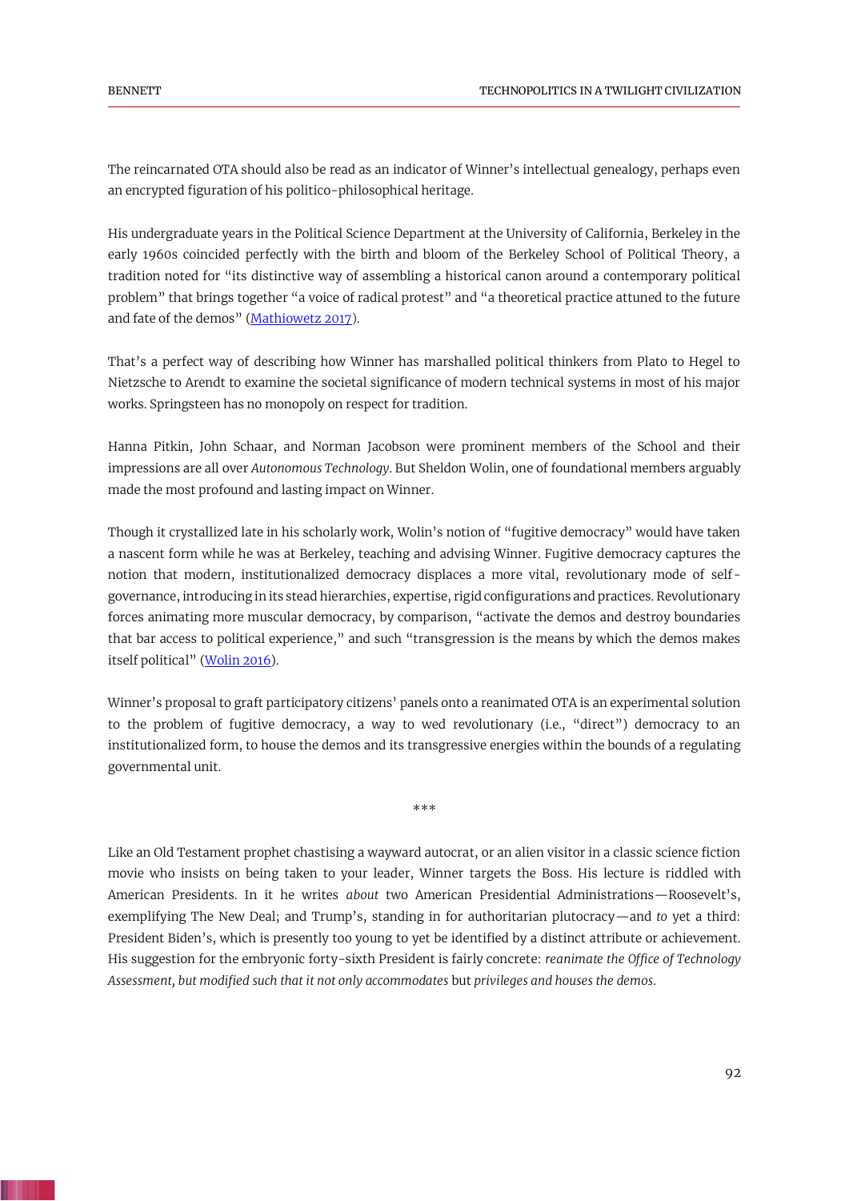The reincarnated OTA should also be read as an indicator of Winner's intellectual genealogy, perhaps even an encrypted figuration of his politico-philosophical heritage.

His undergraduate years in the Political Science Department at the University of California, Berkeley in the early 1960s coincided perfectly with the birth and bloom of the Berkeley School of Political Theory, a tradition noted for "its distinctive way of assembling a historical canon around a contemporary political problem" that brings together "a voice of radical protest" and "a theoretical practice attuned to the future and fate of the demos" (Mathiowetz 2017).

That's a perfect way of describing how Winner has marshalled political thinkers from Plato to Hegel to Nietzsche to Arendt to examine the societal significance of modern technical systems in most of his major works. Springsteen has no monopoly on respect for tradition.

Hanna Pitkin, John Schaar, and Norman Jacobson were prominent members of the School and their impressions are all over *Autonomous Technology*. But Sheldon Wolin, one of foundational members arguably made the most profound and lasting impact on Winner.

Though it crystallized late in his scholarly work, Wolin's notion of "fugitive democracy" would have taken a nascent form while he was at Berkeley, teaching and advising Winner. Fugitive democracy captures the notion that modern, institutionalized democracy displaces a more vital, revolutionary mode of self-governance, introducing in its stead hierarchies, expertise, rigid configurations and practices. Revolutionary forces animating more muscular democracy, by comparison, "activate the demos and destroy boundaries that bar access to political experience," and such "transgression is the means by which the demos makes itself political" (Wolin 2016).

Winner's proposal to graft participatory citizens' panels onto a reanimated OTA is an experimental solution to the problem of fugitive democracy, a way to wed revolutionary (i.e., "direct") democracy to an institutionalized form, to house the demos and its transgressive energies within the bounds of a regulating governmental unit.

***

Like an Old Testament prophet chastising a wayward autocrat, or an alien visitor in a classic science fiction movie who insists on being taken to your leader, Winner targets the Boss. His lecture is riddled with American Presidents. In it he writes *about* two American Presidential Administrations—Roosevelt's, exemplifying The New Deal; and Trump's, standing in for authoritarian plutocracy—and *to* yet a third: President Biden's, which is presently too young to yet be identified by a distinct attribute or achievement. His suggestion for the embryonic forty-sixth President is fairly concrete: *reanimate the Office of Technology Assessment, but modified such that it not only accommodates* but *privileges and houses the demos*.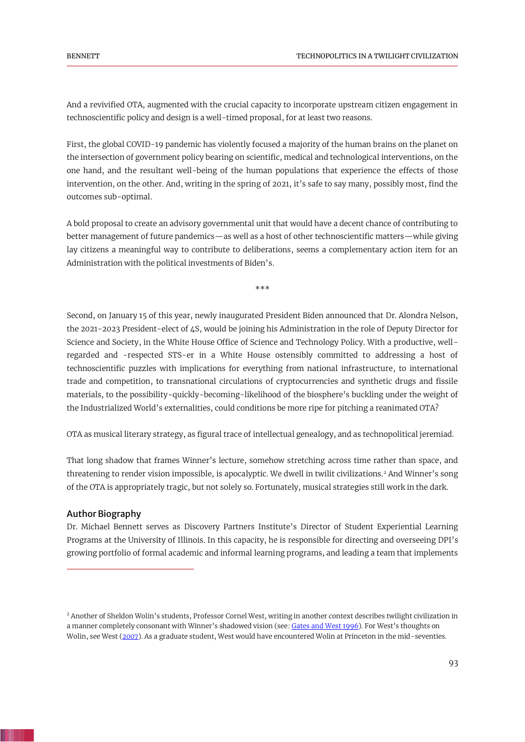And a revivified OTA, augmented with the crucial capacity to incorporate upstream citizen engagement in technoscientific policy and design is a well-timed proposal, for at least two reasons.

First, the global COVID-19 pandemic has violently focused a majority of the human brains on the planet on the intersection of government policy bearing on scientific, medical and technological interventions, on the one hand, and the resultant well-being of the human populations that experience the effects of those intervention, on the other. And, writing in the spring of 2021, it's safe to say many, possibly most, find the outcomes sub-optimal.

A bold proposal to create an advisory governmental unit that would have a decent chance of contributing to better management of future pandemics—as well as a host of other technoscientific matters—while giving lay citizens a meaningful way to contribute to deliberations, seems a complementary action item for an Administration with the political investments of Biden's.

***

Second, on January 15 of this year, newly inaugurated President Biden announced that Dr. Alondra Nelson, the 2021-2023 President-elect of 4S, would be joining his Administration in the role of Deputy Director for Science and Society, in the White House Office of Science and Technology Policy. With a productive, well-regarded and -respected STS-er in a White House ostensibly committed to addressing a host of technoscientific puzzles with implications for everything from national infrastructure, to international trade and competition, to transnational circulations of cryptocurrencies and synthetic drugs and fissile materials, to the possibility-quickly-becoming-likelihood of the biosphere's buckling under the weight of the Industrialized World's externalities, could conditions be more ripe for pitching a reanimated OTA?

OTA as musical literary strategy, as figural trace of intellectual genealogy, and as technopolitical jeremiad.

That long shadow that frames Winner's lecture, somehow stretching across time rather than space, and threatening to render vision impossible, is apocalyptic. We dwell in twilit civilizations.[2] And Winner's song of the OTA is appropriately tragic, but not solely so. Fortunately, musical strategies still work in the dark.

## Author Biography

Dr. Michael Bennett serves as Discovery Partners Institute's Director of Student Experiential Learning Programs at the University of Illinois. In this capacity, he is responsible for directing and overseeing DPI's growing portfolio of formal academic and informal learning programs, and leading a team that implements

[2] Another of Sheldon Wolin's students, Professor Cornel West, writing in another context describes twilight civilization in a manner completely consonant with Winner's shadowed vision (see: Gates and West 1996). For West's thoughts on Wolin, see West (2007). As a graduate student, West would have encountered Wolin at Princeton in the mid-seventies.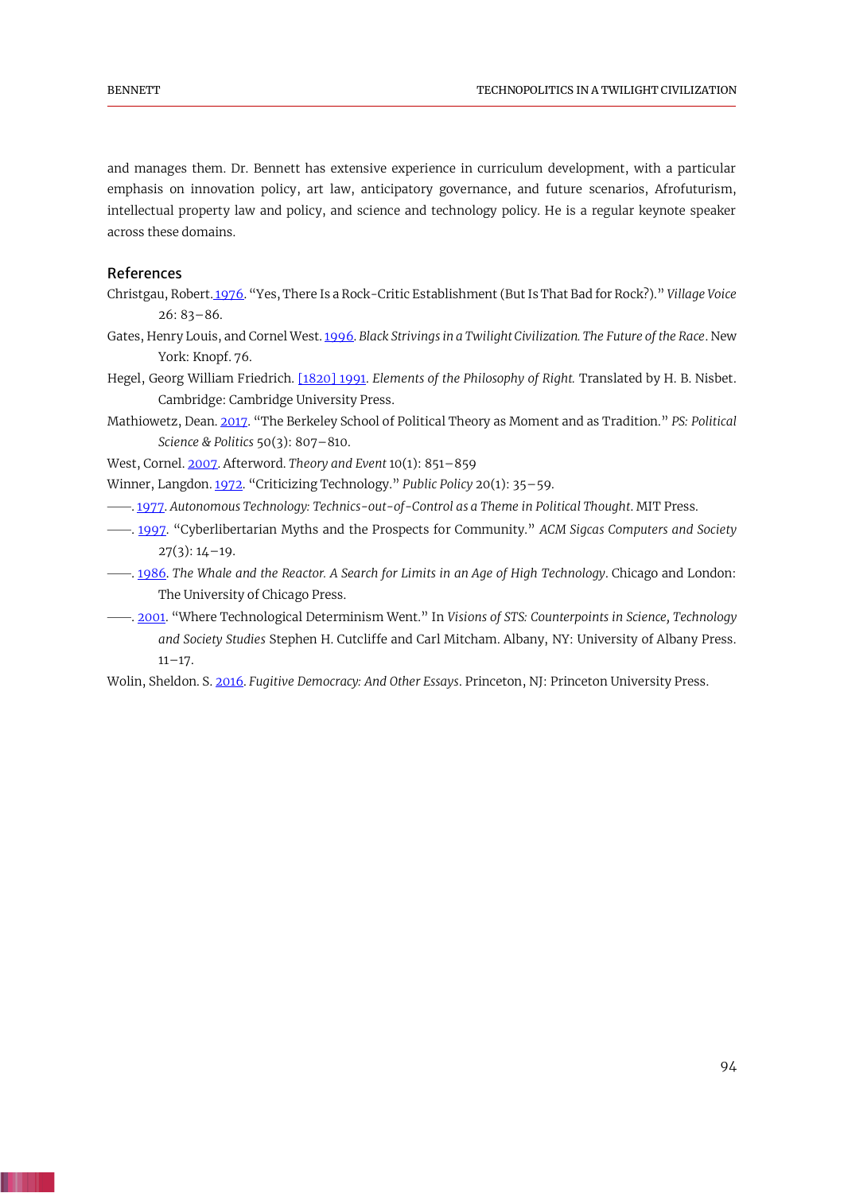and manages them. Dr. Bennett has extensive experience in curriculum development, with a particular emphasis on innovation policy, art law, anticipatory governance, and future scenarios, Afrofuturism, intellectual property law and policy, and science and technology policy. He is a regular keynote speaker across these domains.

## References

Christgau, Robert. 1976. "Yes, There Is a Rock-Critic Establishment (But Is That Bad for Rock?)." *Village Voice* 26: 83–86.

Gates, Henry Louis, and Cornel West. 1996. *Black Strivings in a Twilight Civilization. The Future of the Race*. New York: Knopf. 76.

Hegel, Georg William Friedrich. [1820] 1991. *Elements of the Philosophy of Right.* Translated by H. B. Nisbet. Cambridge: Cambridge University Press.

Mathiowetz, Dean. 2017. "The Berkeley School of Political Theory as Moment and as Tradition." *PS: Political Science & Politics* 50(3): 807–810.

West, Cornel. 2007. Afterword. *Theory and Event* 10(1): 851–859

Winner, Langdon. 1972. "Criticizing Technology." *Public Policy* 20(1): 35–59.

——. 1977. *Autonomous Technology: Technics-out-of-Control as a Theme in Political Thought*. MIT Press.

——. 1997. "Cyberlibertarian Myths and the Prospects for Community." *ACM Sigcas Computers and Society* 27(3): 14–19.

——. 1986. *The Whale and the Reactor. A Search for Limits in an Age of High Technology*. Chicago and London: The University of Chicago Press.

——. 2001. "Where Technological Determinism Went." In *Visions of STS: Counterpoints in Science, Technology and Society Studies* Stephen H. Cutcliffe and Carl Mitcham. Albany, NY: University of Albany Press. 11–17.

Wolin, Sheldon. S. 2016. *Fugitive Democracy: And Other Essays*. Princeton, NJ: Princeton University Press.